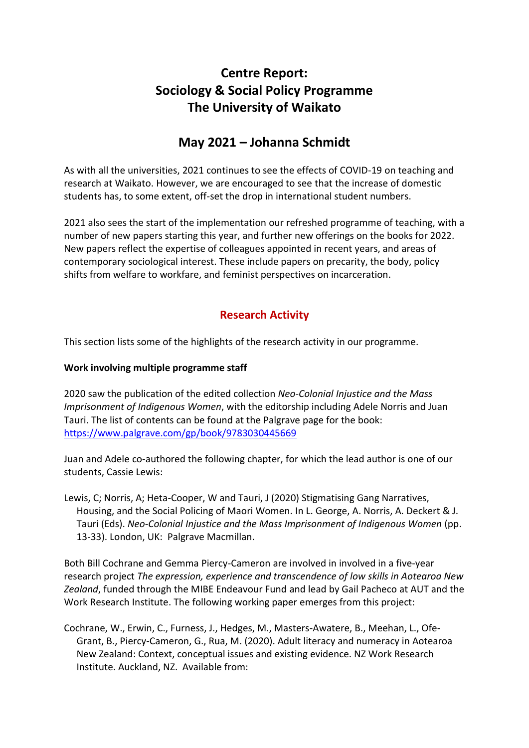# Centre Report:
# Sociology & Social Policy Programme
# The University of Waikato

## May 2021 – Johanna Schmidt

As with all the universities, 2021 continues to see the effects of COVID-19 on teaching and research at Waikato. However, we are encouraged to see that the increase of domestic students has, to some extent, off-set the drop in international student numbers.

2021 also sees the start of the implementation our refreshed programme of teaching, with a number of new papers starting this year, and further new offerings on the books for 2022. New papers reflect the expertise of colleagues appointed in recent years, and areas of contemporary sociological interest. These include papers on precarity, the body, policy shifts from welfare to workfare, and feminist perspectives on incarceration.

## Research Activity

This section lists some of the highlights of the research activity in our programme.

**Work involving multiple programme staff**

2020 saw the publication of the edited collection *Neo-Colonial Injustice and the Mass Imprisonment of Indigenous Women*, with the editorship including Adele Norris and Juan Tauri. The list of contents can be found at the Palgrave page for the book: https://www.palgrave.com/gp/book/9783030445669

Juan and Adele co-authored the following chapter, for which the lead author is one of our students, Cassie Lewis:

Lewis, C; Norris, A; Heta-Cooper, W and Tauri, J (2020) Stigmatising Gang Narratives, Housing, and the Social Policing of Maori Women. In L. George, A. Norris, A. Deckert & J. Tauri (Eds). *Neo-Colonial Injustice and the Mass Imprisonment of Indigenous Women* (pp. 13-33). London, UK: Palgrave Macmillan.

Both Bill Cochrane and Gemma Piercy-Cameron are involved in involved in a five-year research project *The expression, experience and transcendence of low skills in Aotearoa New Zealand*, funded through the MIBE Endeavour Fund and lead by Gail Pacheco at AUT and the Work Research Institute. The following working paper emerges from this project:

Cochrane, W., Erwin, C., Furness, J., Hedges, M., Masters-Awatere, B., Meehan, L., Ofe-Grant, B., Piercy-Cameron, G., Rua, M. (2020). Adult literacy and numeracy in Aotearoa New Zealand: Context, conceptual issues and existing evidence. NZ Work Research Institute. Auckland, NZ. Available from: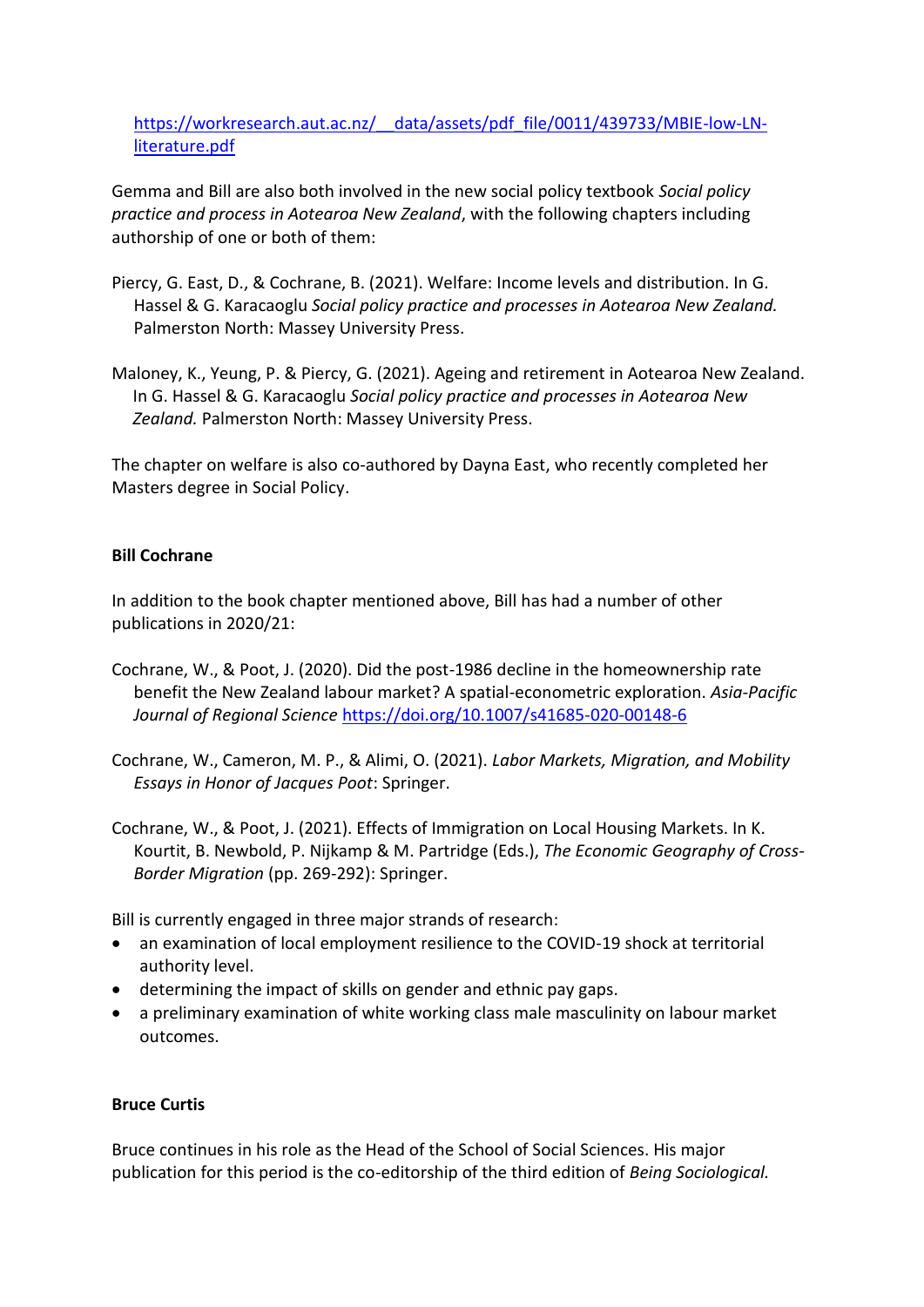https://workresearch.aut.ac.nz/__data/assets/pdf_file/0011/439733/MBIE-low-LN-literature.pdf

Gemma and Bill are also both involved in the new social policy textbook *Social policy practice and process in Aotearoa New Zealand*, with the following chapters including authorship of one or both of them:

Piercy, G. East, D., & Cochrane, B. (2021). Welfare: Income levels and distribution. In G. Hassel & G. Karacaoglu *Social policy practice and processes in Aotearoa New Zealand.* Palmerston North: Massey University Press.

Maloney, K., Yeung, P. & Piercy, G. (2021). Ageing and retirement in Aotearoa New Zealand. In G. Hassel & G. Karacaoglu *Social policy practice and processes in Aotearoa New Zealand.* Palmerston North: Massey University Press.

The chapter on welfare is also co-authored by Dayna East, who recently completed her Masters degree in Social Policy.

**Bill Cochrane**

In addition to the book chapter mentioned above, Bill has had a number of other publications in 2020/21:

Cochrane, W., & Poot, J. (2020). Did the post-1986 decline in the homeownership rate benefit the New Zealand labour market? A spatial-econometric exploration. *Asia-Pacific Journal of Regional Science* https://doi.org/10.1007/s41685-020-00148-6

Cochrane, W., Cameron, M. P., & Alimi, O. (2021). *Labor Markets, Migration, and Mobility Essays in Honor of Jacques Poot*: Springer.

Cochrane, W., & Poot, J. (2021). Effects of Immigration on Local Housing Markets. In K. Kourtit, B. Newbold, P. Nijkamp & M. Partridge (Eds.), *The Economic Geography of Cross-Border Migration* (pp. 269-292): Springer.

Bill is currently engaged in three major strands of research:

- an examination of local employment resilience to the COVID-19 shock at territorial authority level.
- determining the impact of skills on gender and ethnic pay gaps.
- a preliminary examination of white working class male masculinity on labour market outcomes.

**Bruce Curtis**

Bruce continues in his role as the Head of the School of Social Sciences. His major publication for this period is the co-editorship of the third edition of *Being Sociological.*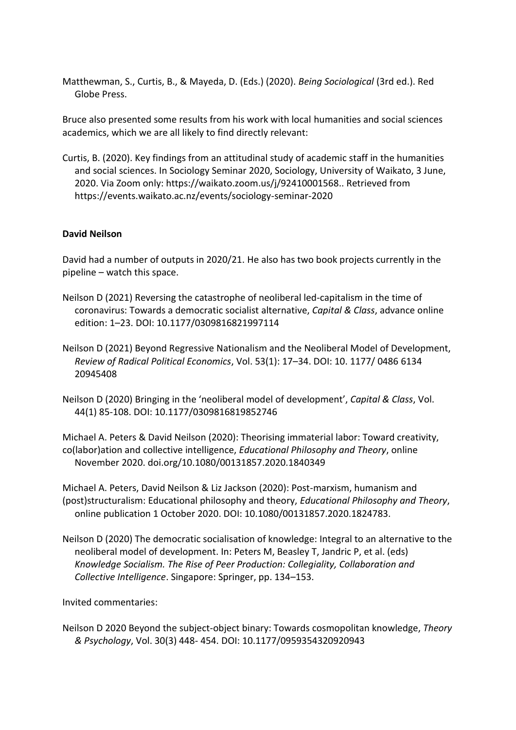Matthewman, S., Curtis, B., & Mayeda, D. (Eds.) (2020). *Being Sociological* (3rd ed.). Red Globe Press.

Bruce also presented some results from his work with local humanities and social sciences academics, which we are all likely to find directly relevant:

Curtis, B. (2020). Key findings from an attitudinal study of academic staff in the humanities and social sciences. In Sociology Seminar 2020, Sociology, University of Waikato, 3 June, 2020. Via Zoom only: https://waikato.zoom.us/j/92410001568.. Retrieved from https://events.waikato.ac.nz/events/sociology-seminar-2020

**David Neilson**

David had a number of outputs in 2020/21. He also has two book projects currently in the pipeline – watch this space.

Neilson D (2021) Reversing the catastrophe of neoliberal led-capitalism in the time of coronavirus: Towards a democratic socialist alternative, *Capital & Class*, advance online edition: 1–23. DOI: 10.1177/0309816821997114

Neilson D (2021) Beyond Regressive Nationalism and the Neoliberal Model of Development, *Review of Radical Political Economics*, Vol. 53(1): 17–34. DOI: 10. 1177/ 0486 6134 20945408

Neilson D (2020) Bringing in the 'neoliberal model of development', *Capital & Class*, Vol. 44(1) 85-108. DOI: 10.1177/0309816819852746

Michael A. Peters & David Neilson (2020): Theorising immaterial labor: Toward creativity, co(labor)ation and collective intelligence, *Educational Philosophy and Theory*, online November 2020. doi.org/10.1080/00131857.2020.1840349

Michael A. Peters, David Neilson & Liz Jackson (2020): Post-marxism, humanism and (post)structuralism: Educational philosophy and theory, *Educational Philosophy and Theory*, online publication 1 October 2020. DOI: 10.1080/00131857.2020.1824783.

Neilson D (2020) The democratic socialisation of knowledge: Integral to an alternative to the neoliberal model of development. In: Peters M, Beasley T, Jandric P, et al. (eds) *Knowledge Socialism. The Rise of Peer Production: Collegiality, Collaboration and Collective Intelligence*. Singapore: Springer, pp. 134–153.

Invited commentaries:

Neilson D 2020 Beyond the subject-object binary: Towards cosmopolitan knowledge, *Theory & Psychology*, Vol. 30(3) 448- 454. DOI: 10.1177/0959354320920943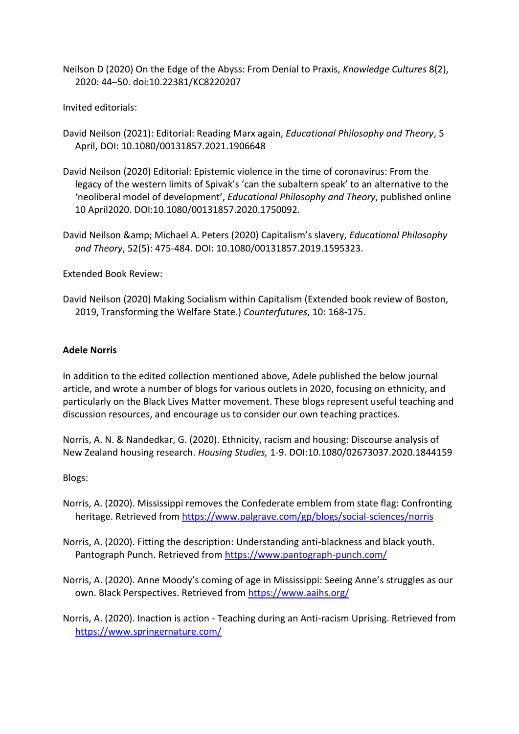Neilson D (2020) On the Edge of the Abyss: From Denial to Praxis, *Knowledge Cultures* 8(2), 2020: 44–50. doi:10.22381/KC8220207

Invited editorials:

David Neilson (2021): Editorial: Reading Marx again, *Educational Philosophy and Theory*, 5 April, DOI: 10.1080/00131857.2021.1906648

David Neilson (2020) Editorial: Epistemic violence in the time of coronavirus: From the legacy of the western limits of Spivak's 'can the subaltern speak' to an alternative to the 'neoliberal model of development', *Educational Philosophy and Theory*, published online 10 April2020. DOI:10.1080/00131857.2020.1750092.

David Neilson &amp; Michael A. Peters (2020) Capitalism's slavery, *Educational Philosophy and Theory*, 52(5): 475-484. DOI: 10.1080/00131857.2019.1595323.

Extended Book Review:

David Neilson (2020) Making Socialism within Capitalism (Extended book review of Boston, 2019, Transforming the Welfare State.) *Counterfutures*, 10: 168-175.

**Adele Norris**

In addition to the edited collection mentioned above, Adele published the below journal article, and wrote a number of blogs for various outlets in 2020, focusing on ethnicity, and particularly on the Black Lives Matter movement. These blogs represent useful teaching and discussion resources, and encourage us to consider our own teaching practices.

Norris, A. N. & Nandedkar, G. (2020). Ethnicity, racism and housing: Discourse analysis of New Zealand housing research. *Housing Studies,* 1-9. DOI:10.1080/02673037.2020.1844159

Blogs:

Norris, A. (2020). Mississippi removes the Confederate emblem from state flag: Confronting heritage. Retrieved from https://www.palgrave.com/gp/blogs/social-sciences/norris

Norris, A. (2020). Fitting the description: Understanding anti-blackness and black youth. Pantograph Punch. Retrieved from https://www.pantograph-punch.com/

Norris, A. (2020). Anne Moody's coming of age in Mississippi: Seeing Anne's struggles as our own. Black Perspectives. Retrieved from https://www.aaihs.org/

Norris, A. (2020). Inaction is action - Teaching during an Anti-racism Uprising. Retrieved from https://www.springernature.com/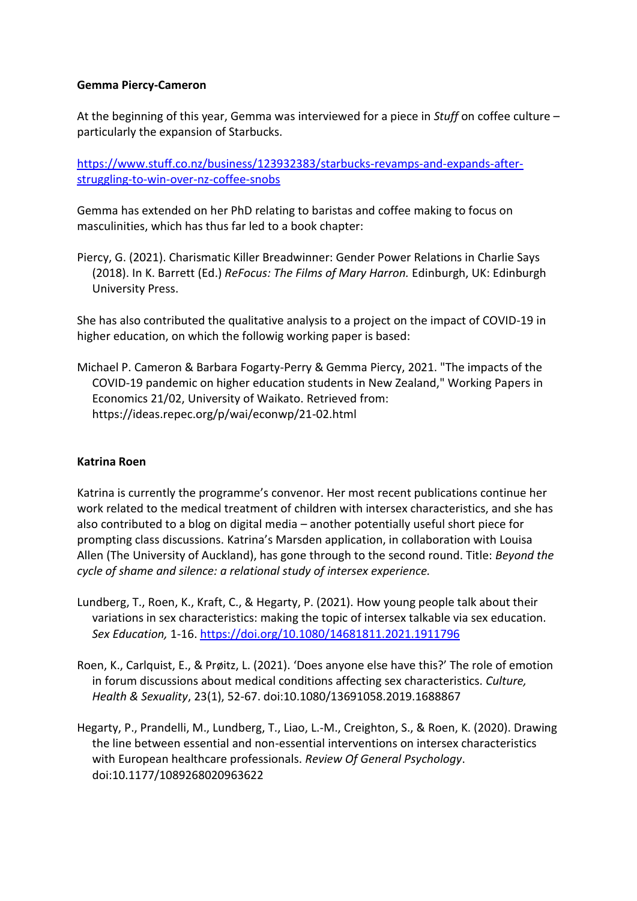**Gemma Piercy-Cameron**

At the beginning of this year, Gemma was interviewed for a piece in *Stuff* on coffee culture – particularly the expansion of Starbucks.

https://www.stuff.co.nz/business/123932383/starbucks-revamps-and-expands-after-struggling-to-win-over-nz-coffee-snobs

Gemma has extended on her PhD relating to baristas and coffee making to focus on masculinities, which has thus far led to a book chapter:

Piercy, G. (2021). Charismatic Killer Breadwinner: Gender Power Relations in Charlie Says (2018). In K. Barrett (Ed.) *ReFocus: The Films of Mary Harron.* Edinburgh, UK: Edinburgh University Press.

She has also contributed the qualitative analysis to a project on the impact of COVID-19 in higher education, on which the followig working paper is based:

Michael P. Cameron & Barbara Fogarty-Perry & Gemma Piercy, 2021. "The impacts of the COVID-19 pandemic on higher education students in New Zealand," Working Papers in Economics 21/02, University of Waikato. Retrieved from: https://ideas.repec.org/p/wai/econwp/21-02.html

**Katrina Roen**

Katrina is currently the programme's convenor. Her most recent publications continue her work related to the medical treatment of children with intersex characteristics, and she has also contributed to a blog on digital media – another potentially useful short piece for prompting class discussions. Katrina's Marsden application, in collaboration with Louisa Allen (The University of Auckland), has gone through to the second round. Title: *Beyond the cycle of shame and silence: a relational study of intersex experience.*

Lundberg, T., Roen, K., Kraft, C., & Hegarty, P. (2021). How young people talk about their variations in sex characteristics: making the topic of intersex talkable via sex education. *Sex Education,* 1-16. https://doi.org/10.1080/14681811.2021.1911796

Roen, K., Carlquist, E., & Prøitz, L. (2021). 'Does anyone else have this?' The role of emotion in forum discussions about medical conditions affecting sex characteristics. *Culture, Health & Sexuality*, 23(1), 52-67. doi:10.1080/13691058.2019.1688867

Hegarty, P., Prandelli, M., Lundberg, T., Liao, L.-M., Creighton, S., & Roen, K. (2020). Drawing the line between essential and non-essential interventions on intersex characteristics with European healthcare professionals. *Review Of General Psychology*. doi:10.1177/1089268020963622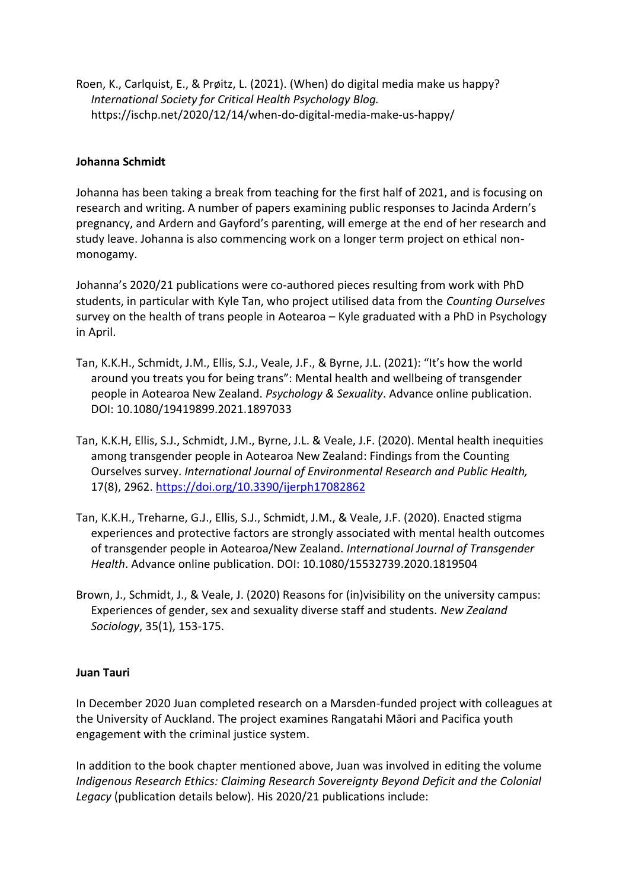Roen, K., Carlquist, E., & Prøitz, L. (2021). (When) do digital media make us happy? *International Society for Critical Health Psychology Blog.* https://ischp.net/2020/12/14/when-do-digital-media-make-us-happy/

**Johanna Schmidt**

Johanna has been taking a break from teaching for the first half of 2021, and is focusing on research and writing. A number of papers examining public responses to Jacinda Ardern's pregnancy, and Ardern and Gayford's parenting, will emerge at the end of her research and study leave. Johanna is also commencing work on a longer term project on ethical non-monogamy.

Johanna's 2020/21 publications were co-authored pieces resulting from work with PhD students, in particular with Kyle Tan, who project utilised data from the *Counting Ourselves* survey on the health of trans people in Aotearoa – Kyle graduated with a PhD in Psychology in April.

Tan, K.K.H., Schmidt, J.M., Ellis, S.J., Veale, J.F., & Byrne, J.L. (2021): "It's how the world around you treats you for being trans": Mental health and wellbeing of transgender people in Aotearoa New Zealand. *Psychology & Sexuality*. Advance online publication. DOI: 10.1080/19419899.2021.1897033

Tan, K.K.H, Ellis, S.J., Schmidt, J.M., Byrne, J.L. & Veale, J.F. (2020). Mental health inequities among transgender people in Aotearoa New Zealand: Findings from the Counting Ourselves survey. *International Journal of Environmental Research and Public Health,* 17(8), 2962. https://doi.org/10.3390/ijerph17082862

Tan, K.K.H., Treharne, G.J., Ellis, S.J., Schmidt, J.M., & Veale, J.F. (2020). Enacted stigma experiences and protective factors are strongly associated with mental health outcomes of transgender people in Aotearoa/New Zealand. *International Journal of Transgender Health*. Advance online publication. DOI: 10.1080/15532739.2020.1819504

Brown, J., Schmidt, J., & Veale, J. (2020) Reasons for (in)visibility on the university campus: Experiences of gender, sex and sexuality diverse staff and students. *New Zealand Sociology*, 35(1), 153-175.

**Juan Tauri**

In December 2020 Juan completed research on a Marsden-funded project with colleagues at the University of Auckland. The project examines Rangatahi Māori and Pacifica youth engagement with the criminal justice system.

In addition to the book chapter mentioned above, Juan was involved in editing the volume *Indigenous Research Ethics: Claiming Research Sovereignty Beyond Deficit and the Colonial Legacy* (publication details below). His 2020/21 publications include: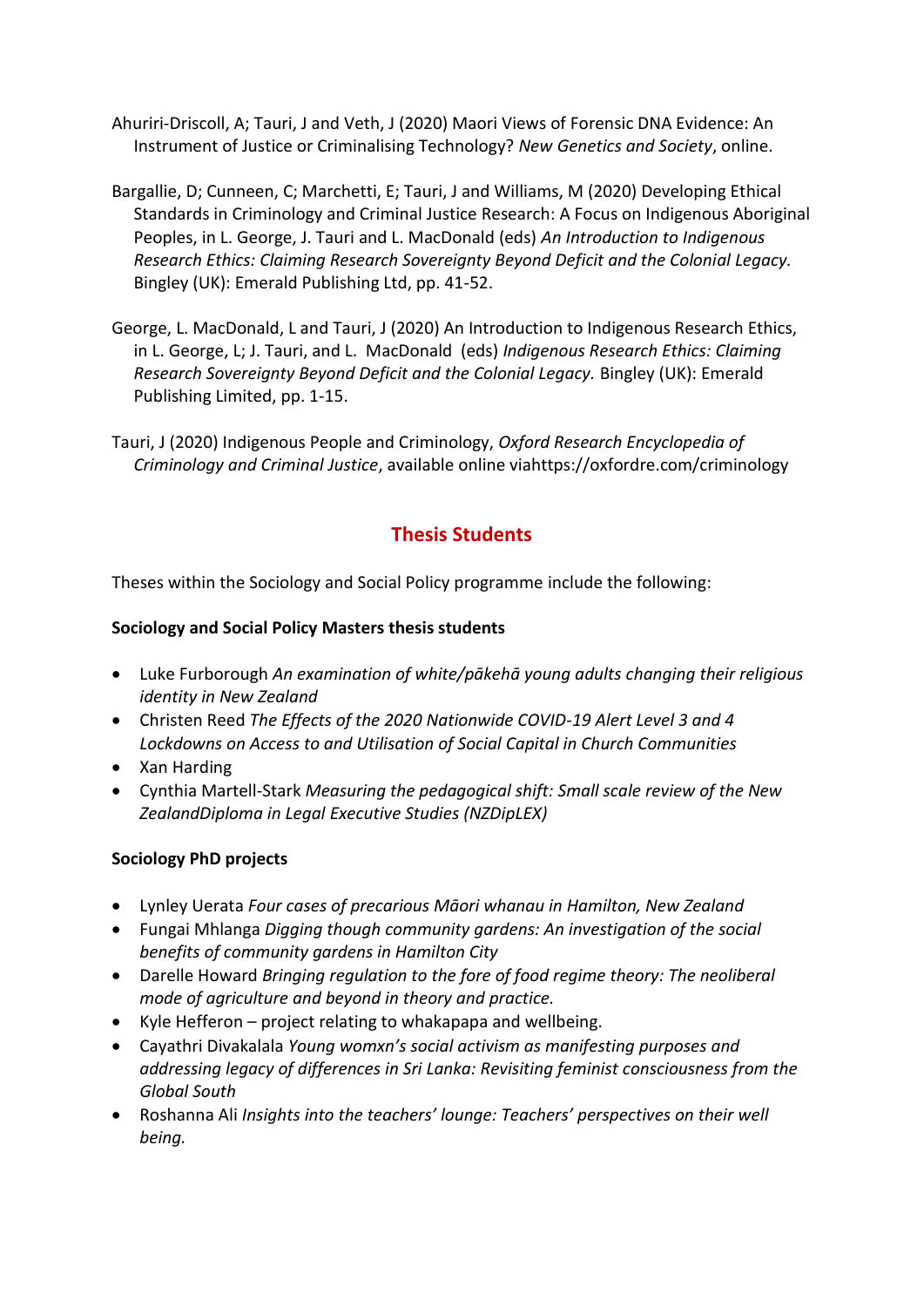Ahuriri-Driscoll, A; Tauri, J and Veth, J (2020) Maori Views of Forensic DNA Evidence: An Instrument of Justice or Criminalising Technology? *New Genetics and Society*, online.

Bargallie, D; Cunneen, C; Marchetti, E; Tauri, J and Williams, M (2020) Developing Ethical Standards in Criminology and Criminal Justice Research: A Focus on Indigenous Aboriginal Peoples, in L. George, J. Tauri and L. MacDonald (eds) *An Introduction to Indigenous Research Ethics: Claiming Research Sovereignty Beyond Deficit and the Colonial Legacy.* Bingley (UK): Emerald Publishing Ltd, pp. 41-52.

George, L. MacDonald, L and Tauri, J (2020) An Introduction to Indigenous Research Ethics, in L. George, L; J. Tauri, and L. MacDonald (eds) *Indigenous Research Ethics: Claiming Research Sovereignty Beyond Deficit and the Colonial Legacy.* Bingley (UK): Emerald Publishing Limited, pp. 1-15.

Tauri, J (2020) Indigenous People and Criminology, *Oxford Research Encyclopedia of Criminology and Criminal Justice*, available online viahttps://oxfordre.com/criminology

## Thesis Students

Theses within the Sociology and Social Policy programme include the following:

**Sociology and Social Policy Masters thesis students**

- Luke Furborough *An examination of white/pākehā young adults changing their religious identity in New Zealand*
- Christen Reed *The Effects of the 2020 Nationwide COVID-19 Alert Level 3 and 4 Lockdowns on Access to and Utilisation of Social Capital in Church Communities*
- Xan Harding
- Cynthia Martell-Stark *Measuring the pedagogical shift: Small scale review of the New ZealandDiploma in Legal Executive Studies (NZDipLEX)*

**Sociology PhD projects**

- Lynley Uerata *Four cases of precarious Māori whanau in Hamilton, New Zealand*
- Fungai Mhlanga *Digging though community gardens: An investigation of the social benefits of community gardens in Hamilton City*
- Darelle Howard *Bringing regulation to the fore of food regime theory: The neoliberal mode of agriculture and beyond in theory and practice.*
- Kyle Hefferon – project relating to whakapapa and wellbeing.
- Cayathri Divakalala *Young womxn's social activism as manifesting purposes and addressing legacy of differences in Sri Lanka: Revisiting feminist consciousness from the Global South*
- Roshanna Ali *Insights into the teachers' lounge: Teachers' perspectives on their well being.*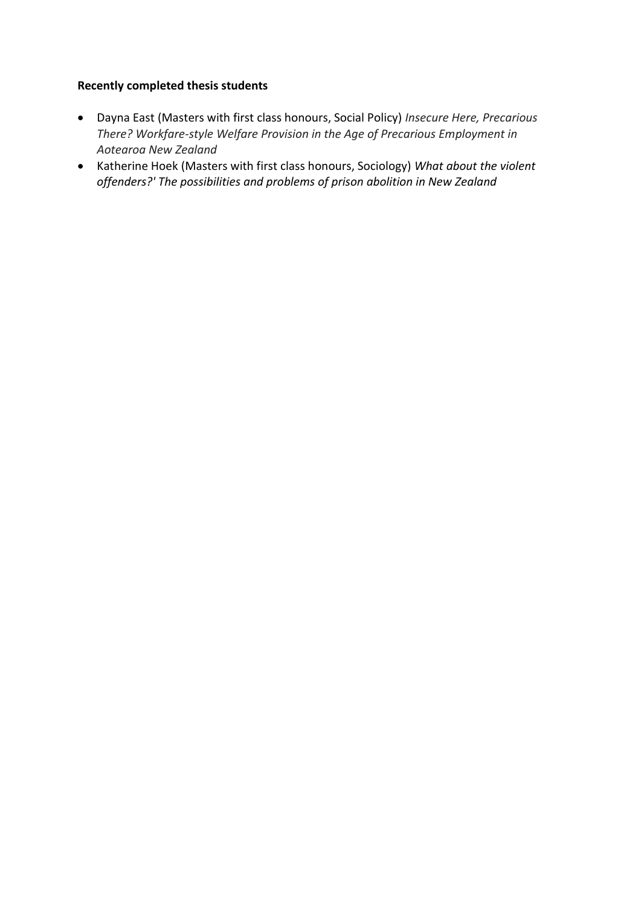**Recently completed thesis students**

- Dayna East (Masters with first class honours, Social Policy) *Insecure Here, Precarious There? Workfare-style Welfare Provision in the Age of Precarious Employment in Aotearoa New Zealand*
- Katherine Hoek (Masters with first class honours, Sociology) *What about the violent offenders?' The possibilities and problems of prison abolition in New Zealand*